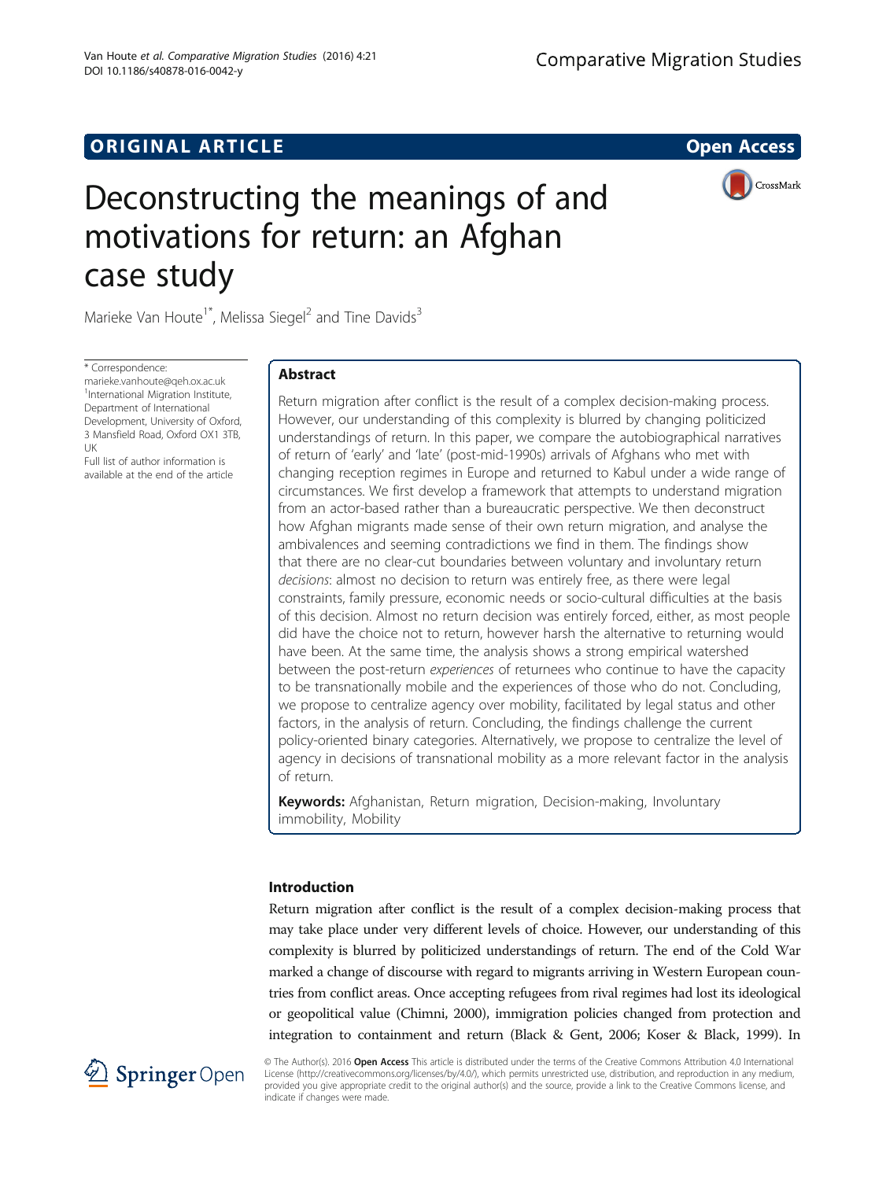ORIGINAL ARTICLE

Open Access

# Deconstructing the meanings of and motivations for return: an Afghan case study

Marieke Van Houte[1*], Melissa Siegel[2] and Tine Davids[3]

\* Correspondence: marieke.vanhoute@qeh.ox.ac.uk
[1]International Migration Institute, Department of International Development, University of Oxford, 3 Mansfield Road, Oxford OX1 3TB, UK
Full list of author information is available at the end of the article

## Abstract

Return migration after conflict is the result of a complex decision-making process. However, our understanding of this complexity is blurred by changing politicized understandings of return. In this paper, we compare the autobiographical narratives of return of 'early' and 'late' (post-mid-1990s) arrivals of Afghans who met with changing reception regimes in Europe and returned to Kabul under a wide range of circumstances. We first develop a framework that attempts to understand migration from an actor-based rather than a bureaucratic perspective. We then deconstruct how Afghan migrants made sense of their own return migration, and analyse the ambivalences and seeming contradictions we find in them. The findings show that there are no clear-cut boundaries between voluntary and involuntary return *decisions*: almost no decision to return was entirely free, as there were legal constraints, family pressure, economic needs or socio-cultural difficulties at the basis of this decision. Almost no return decision was entirely forced, either, as most people did have the choice not to return, however harsh the alternative to returning would have been. At the same time, the analysis shows a strong empirical watershed between the post-return *experiences* of returnees who continue to have the capacity to be transnationally mobile and the experiences of those who do not. Concluding, we propose to centralize agency over mobility, facilitated by legal status and other factors, in the analysis of return. Concluding, the findings challenge the current policy-oriented binary categories. Alternatively, we propose to centralize the level of agency in decisions of transnational mobility as a more relevant factor in the analysis of return.

**Keywords:** Afghanistan, Return migration, Decision-making, Involuntary immobility, Mobility

## Introduction

Return migration after conflict is the result of a complex decision-making process that may take place under very different levels of choice. However, our understanding of this complexity is blurred by politicized understandings of return. The end of the Cold War marked a change of discourse with regard to migrants arriving in Western European countries from conflict areas. Once accepting refugees from rival regimes had lost its ideological or geopolitical value (Chimni, 2000), immigration policies changed from protection and integration to containment and return (Black & Gent, 2006; Koser & Black, 1999). In

© The Author(s). 2016 **Open Access** This article is distributed under the terms of the Creative Commons Attribution 4.0 International License (http://creativecommons.org/licenses/by/4.0/), which permits unrestricted use, distribution, and reproduction in any medium, provided you give appropriate credit to the original author(s) and the source, provide a link to the Creative Commons license, and indicate if changes were made.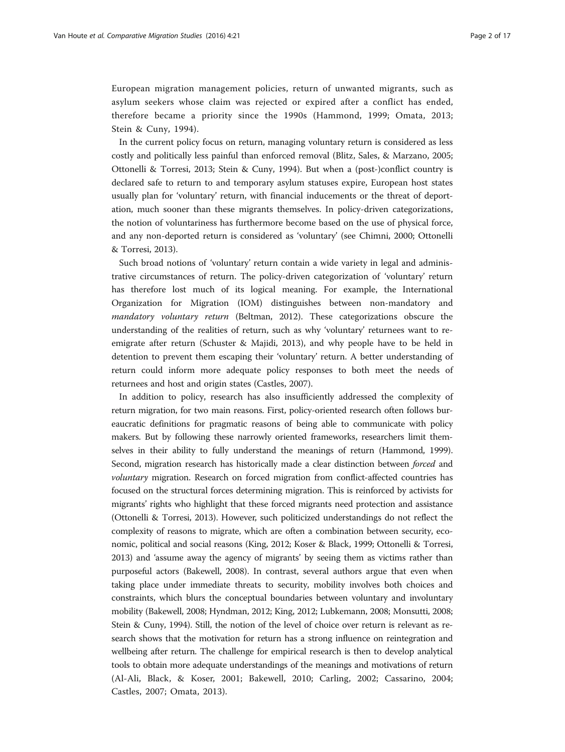European migration management policies, return of unwanted migrants, such as asylum seekers whose claim was rejected or expired after a conflict has ended, therefore became a priority since the 1990s (Hammond, 1999; Omata, 2013; Stein & Cuny, 1994).

In the current policy focus on return, managing voluntary return is considered as less costly and politically less painful than enforced removal (Blitz, Sales, & Marzano, 2005; Ottonelli & Torresi, 2013; Stein & Cuny, 1994). But when a (post-)conflict country is declared safe to return to and temporary asylum statuses expire, European host states usually plan for 'voluntary' return, with financial inducements or the threat of deportation, much sooner than these migrants themselves. In policy-driven categorizations, the notion of voluntariness has furthermore become based on the use of physical force, and any non-deported return is considered as 'voluntary' (see Chimni, 2000; Ottonelli & Torresi, 2013).

Such broad notions of 'voluntary' return contain a wide variety in legal and administrative circumstances of return. The policy-driven categorization of 'voluntary' return has therefore lost much of its logical meaning. For example, the International Organization for Migration (IOM) distinguishes between non-mandatory and *mandatory voluntary return* (Beltman, 2012). These categorizations obscure the understanding of the realities of return, such as why 'voluntary' returnees want to re-emigrate after return (Schuster & Majidi, 2013), and why people have to be held in detention to prevent them escaping their 'voluntary' return. A better understanding of return could inform more adequate policy responses to both meet the needs of returnees and host and origin states (Castles, 2007).

In addition to policy, research has also insufficiently addressed the complexity of return migration, for two main reasons. First, policy-oriented research often follows bureaucratic definitions for pragmatic reasons of being able to communicate with policy makers. But by following these narrowly oriented frameworks, researchers limit themselves in their ability to fully understand the meanings of return (Hammond, 1999). Second, migration research has historically made a clear distinction between *forced* and *voluntary* migration. Research on forced migration from conflict-affected countries has focused on the structural forces determining migration. This is reinforced by activists for migrants' rights who highlight that these forced migrants need protection and assistance (Ottonelli & Torresi, 2013). However, such politicized understandings do not reflect the complexity of reasons to migrate, which are often a combination between security, economic, political and social reasons (King, 2012; Koser & Black, 1999; Ottonelli & Torresi, 2013) and 'assume away the agency of migrants' by seeing them as victims rather than purposeful actors (Bakewell, 2008). In contrast, several authors argue that even when taking place under immediate threats to security, mobility involves both choices and constraints, which blurs the conceptual boundaries between voluntary and involuntary mobility (Bakewell, 2008; Hyndman, 2012; King, 2012; Lubkemann, 2008; Monsutti, 2008; Stein & Cuny, 1994). Still, the notion of the level of choice over return is relevant as research shows that the motivation for return has a strong influence on reintegration and wellbeing after return. The challenge for empirical research is then to develop analytical tools to obtain more adequate understandings of the meanings and motivations of return (Al-Ali, Black, & Koser, 2001; Bakewell, 2010; Carling, 2002; Cassarino, 2004; Castles, 2007; Omata, 2013).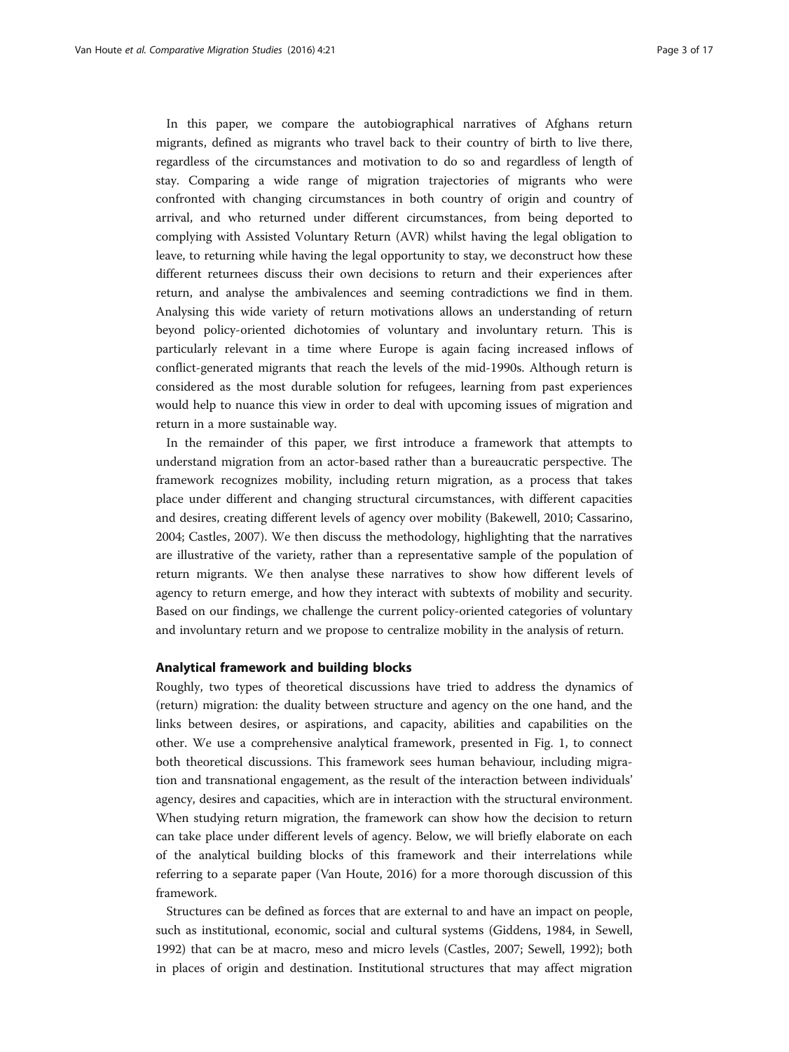In this paper, we compare the autobiographical narratives of Afghans return migrants, defined as migrants who travel back to their country of birth to live there, regardless of the circumstances and motivation to do so and regardless of length of stay. Comparing a wide range of migration trajectories of migrants who were confronted with changing circumstances in both country of origin and country of arrival, and who returned under different circumstances, from being deported to complying with Assisted Voluntary Return (AVR) whilst having the legal obligation to leave, to returning while having the legal opportunity to stay, we deconstruct how these different returnees discuss their own decisions to return and their experiences after return, and analyse the ambivalences and seeming contradictions we find in them. Analysing this wide variety of return motivations allows an understanding of return beyond policy-oriented dichotomies of voluntary and involuntary return. This is particularly relevant in a time where Europe is again facing increased inflows of conflict-generated migrants that reach the levels of the mid-1990s. Although return is considered as the most durable solution for refugees, learning from past experiences would help to nuance this view in order to deal with upcoming issues of migration and return in a more sustainable way.

In the remainder of this paper, we first introduce a framework that attempts to understand migration from an actor-based rather than a bureaucratic perspective. The framework recognizes mobility, including return migration, as a process that takes place under different and changing structural circumstances, with different capacities and desires, creating different levels of agency over mobility (Bakewell, 2010; Cassarino, 2004; Castles, 2007). We then discuss the methodology, highlighting that the narratives are illustrative of the variety, rather than a representative sample of the population of return migrants. We then analyse these narratives to show how different levels of agency to return emerge, and how they interact with subtexts of mobility and security. Based on our findings, we challenge the current policy-oriented categories of voluntary and involuntary return and we propose to centralize mobility in the analysis of return.

## Analytical framework and building blocks

Roughly, two types of theoretical discussions have tried to address the dynamics of (return) migration: the duality between structure and agency on the one hand, and the links between desires, or aspirations, and capacity, abilities and capabilities on the other. We use a comprehensive analytical framework, presented in Fig. 1, to connect both theoretical discussions. This framework sees human behaviour, including migration and transnational engagement, as the result of the interaction between individuals' agency, desires and capacities, which are in interaction with the structural environment. When studying return migration, the framework can show how the decision to return can take place under different levels of agency. Below, we will briefly elaborate on each of the analytical building blocks of this framework and their interrelations while referring to a separate paper (Van Houte, 2016) for a more thorough discussion of this framework.

Structures can be defined as forces that are external to and have an impact on people, such as institutional, economic, social and cultural systems (Giddens, 1984, in Sewell, 1992) that can be at macro, meso and micro levels (Castles, 2007; Sewell, 1992); both in places of origin and destination. Institutional structures that may affect migration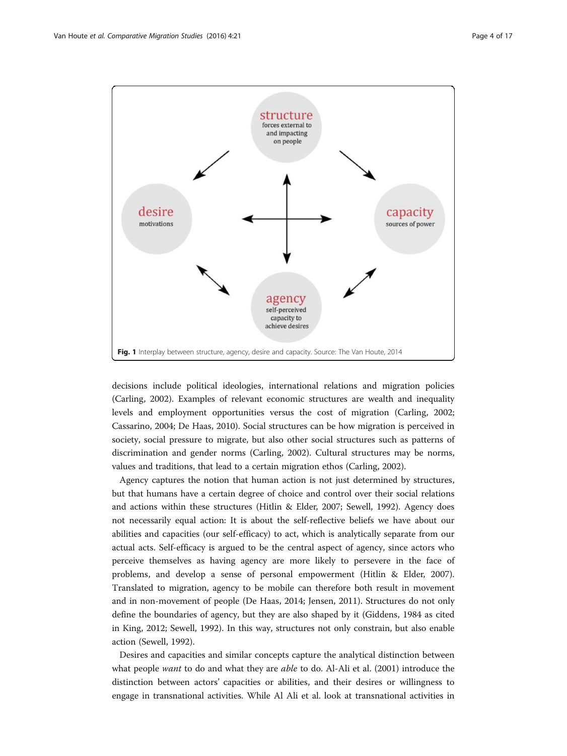Fig. 1 Interplay between structure, agency, desire and capacity. Source: The Van Houte, 2014

decisions include political ideologies, international relations and migration policies (Carling, 2002). Examples of relevant economic structures are wealth and inequality levels and employment opportunities versus the cost of migration (Carling, 2002; Cassarino, 2004; De Haas, 2010). Social structures can be how migration is perceived in society, social pressure to migrate, but also other social structures such as patterns of discrimination and gender norms (Carling, 2002). Cultural structures may be norms, values and traditions, that lead to a certain migration ethos (Carling, 2002).

Agency captures the notion that human action is not just determined by structures, but that humans have a certain degree of choice and control over their social relations and actions within these structures (Hitlin & Elder, 2007; Sewell, 1992). Agency does not necessarily equal action: It is about the self-reflective beliefs we have about our abilities and capacities (our self-efficacy) to act, which is analytically separate from our actual acts. Self-efficacy is argued to be the central aspect of agency, since actors who perceive themselves as having agency are more likely to persevere in the face of problems, and develop a sense of personal empowerment (Hitlin & Elder, 2007). Translated to migration, agency to be mobile can therefore both result in movement and in non-movement of people (De Haas, 2014; Jensen, 2011). Structures do not only define the boundaries of agency, but they are also shaped by it (Giddens, 1984 as cited in King, 2012; Sewell, 1992). In this way, structures not only constrain, but also enable action (Sewell, 1992).

Desires and capacities and similar concepts capture the analytical distinction between what people *want* to do and what they are *able* to do. Al-Ali et al. (2001) introduce the distinction between actors' capacities or abilities, and their desires or willingness to engage in transnational activities. While Al Ali et al. look at transnational activities in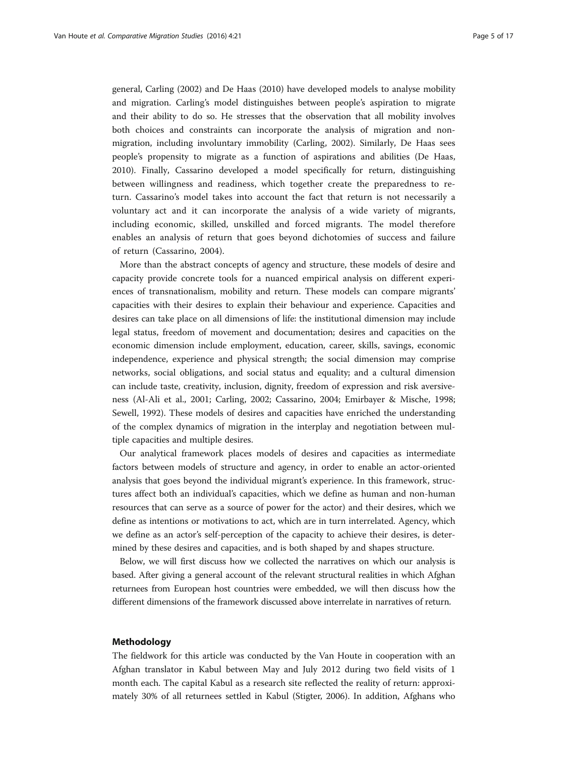general, Carling (2002) and De Haas (2010) have developed models to analyse mobility and migration. Carling's model distinguishes between people's aspiration to migrate and their ability to do so. He stresses that the observation that all mobility involves both choices and constraints can incorporate the analysis of migration and non-migration, including involuntary immobility (Carling, 2002). Similarly, De Haas sees people's propensity to migrate as a function of aspirations and abilities (De Haas, 2010). Finally, Cassarino developed a model specifically for return, distinguishing between willingness and readiness, which together create the preparedness to return. Cassarino's model takes into account the fact that return is not necessarily a voluntary act and it can incorporate the analysis of a wide variety of migrants, including economic, skilled, unskilled and forced migrants. The model therefore enables an analysis of return that goes beyond dichotomies of success and failure of return (Cassarino, 2004).

More than the abstract concepts of agency and structure, these models of desire and capacity provide concrete tools for a nuanced empirical analysis on different experiences of transnationalism, mobility and return. These models can compare migrants' capacities with their desires to explain their behaviour and experience. Capacities and desires can take place on all dimensions of life: the institutional dimension may include legal status, freedom of movement and documentation; desires and capacities on the economic dimension include employment, education, career, skills, savings, economic independence, experience and physical strength; the social dimension may comprise networks, social obligations, and social status and equality; and a cultural dimension can include taste, creativity, inclusion, dignity, freedom of expression and risk aversiveness (Al-Ali et al., 2001; Carling, 2002; Cassarino, 2004; Emirbayer & Mische, 1998; Sewell, 1992). These models of desires and capacities have enriched the understanding of the complex dynamics of migration in the interplay and negotiation between multiple capacities and multiple desires.

Our analytical framework places models of desires and capacities as intermediate factors between models of structure and agency, in order to enable an actor-oriented analysis that goes beyond the individual migrant's experience. In this framework, structures affect both an individual's capacities, which we define as human and non-human resources that can serve as a source of power for the actor) and their desires, which we define as intentions or motivations to act, which are in turn interrelated. Agency, which we define as an actor's self-perception of the capacity to achieve their desires, is determined by these desires and capacities, and is both shaped by and shapes structure.

Below, we will first discuss how we collected the narratives on which our analysis is based. After giving a general account of the relevant structural realities in which Afghan returnees from European host countries were embedded, we will then discuss how the different dimensions of the framework discussed above interrelate in narratives of return.

## Methodology

The fieldwork for this article was conducted by the Van Houte in cooperation with an Afghan translator in Kabul between May and July 2012 during two field visits of 1 month each. The capital Kabul as a research site reflected the reality of return: approximately 30% of all returnees settled in Kabul (Stigter, 2006). In addition, Afghans who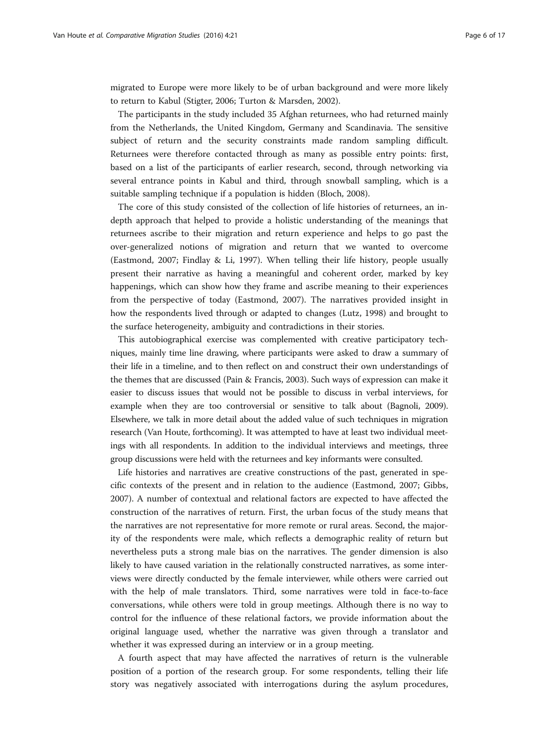migrated to Europe were more likely to be of urban background and were more likely to return to Kabul (Stigter, 2006; Turton & Marsden, 2002).

The participants in the study included 35 Afghan returnees, who had returned mainly from the Netherlands, the United Kingdom, Germany and Scandinavia. The sensitive subject of return and the security constraints made random sampling difficult. Returnees were therefore contacted through as many as possible entry points: first, based on a list of the participants of earlier research, second, through networking via several entrance points in Kabul and third, through snowball sampling, which is a suitable sampling technique if a population is hidden (Bloch, 2008).

The core of this study consisted of the collection of life histories of returnees, an in-depth approach that helped to provide a holistic understanding of the meanings that returnees ascribe to their migration and return experience and helps to go past the over-generalized notions of migration and return that we wanted to overcome (Eastmond, 2007; Findlay & Li, 1997). When telling their life history, people usually present their narrative as having a meaningful and coherent order, marked by key happenings, which can show how they frame and ascribe meaning to their experiences from the perspective of today (Eastmond, 2007). The narratives provided insight in how the respondents lived through or adapted to changes (Lutz, 1998) and brought to the surface heterogeneity, ambiguity and contradictions in their stories.

This autobiographical exercise was complemented with creative participatory techniques, mainly time line drawing, where participants were asked to draw a summary of their life in a timeline, and to then reflect on and construct their own understandings of the themes that are discussed (Pain & Francis, 2003). Such ways of expression can make it easier to discuss issues that would not be possible to discuss in verbal interviews, for example when they are too controversial or sensitive to talk about (Bagnoli, 2009). Elsewhere, we talk in more detail about the added value of such techniques in migration research (Van Houte, forthcoming). It was attempted to have at least two individual meetings with all respondents. In addition to the individual interviews and meetings, three group discussions were held with the returnees and key informants were consulted.

Life histories and narratives are creative constructions of the past, generated in specific contexts of the present and in relation to the audience (Eastmond, 2007; Gibbs, 2007). A number of contextual and relational factors are expected to have affected the construction of the narratives of return. First, the urban focus of the study means that the narratives are not representative for more remote or rural areas. Second, the majority of the respondents were male, which reflects a demographic reality of return but nevertheless puts a strong male bias on the narratives. The gender dimension is also likely to have caused variation in the relationally constructed narratives, as some interviews were directly conducted by the female interviewer, while others were carried out with the help of male translators. Third, some narratives were told in face-to-face conversations, while others were told in group meetings. Although there is no way to control for the influence of these relational factors, we provide information about the original language used, whether the narrative was given through a translator and whether it was expressed during an interview or in a group meeting.

A fourth aspect that may have affected the narratives of return is the vulnerable position of a portion of the research group. For some respondents, telling their life story was negatively associated with interrogations during the asylum procedures,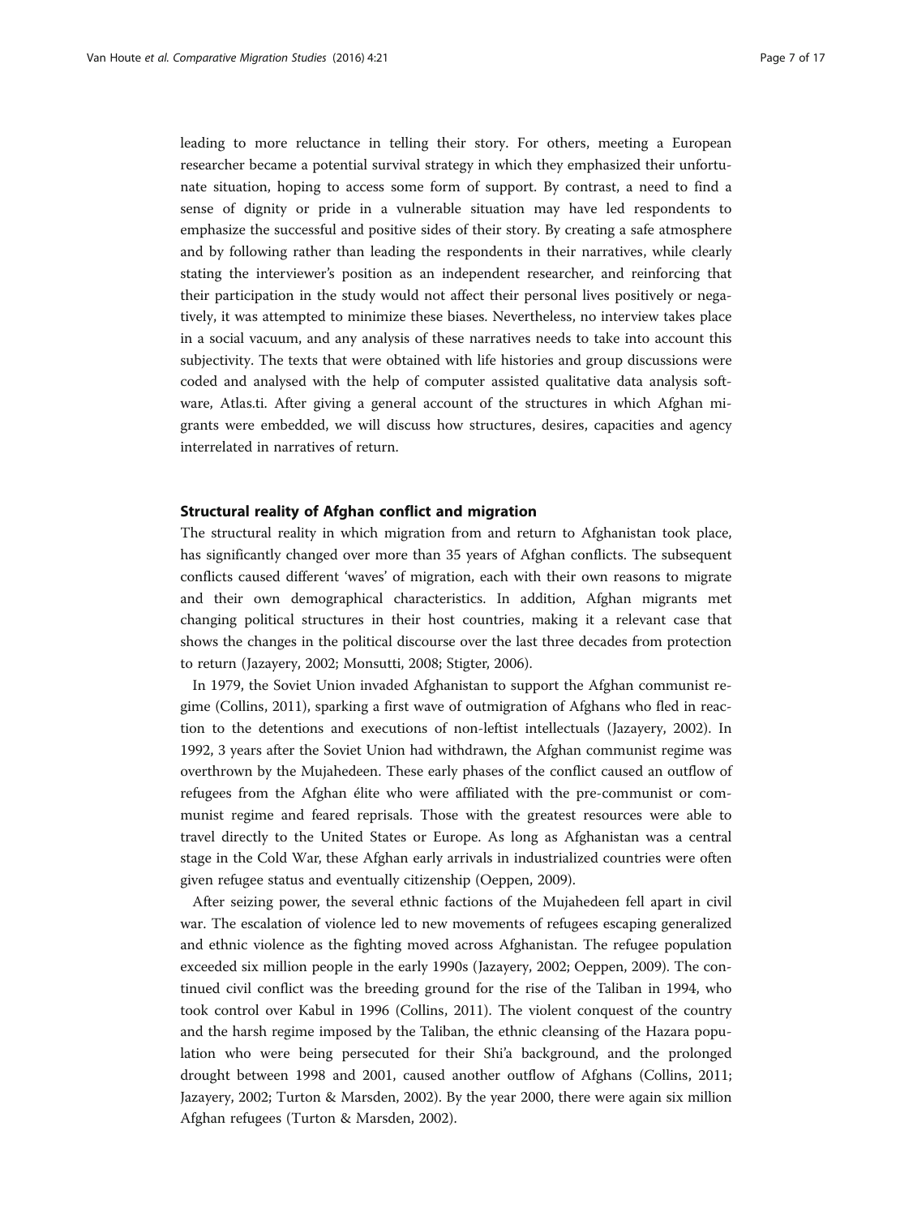leading to more reluctance in telling their story. For others, meeting a European researcher became a potential survival strategy in which they emphasized their unfortunate situation, hoping to access some form of support. By contrast, a need to find a sense of dignity or pride in a vulnerable situation may have led respondents to emphasize the successful and positive sides of their story. By creating a safe atmosphere and by following rather than leading the respondents in their narratives, while clearly stating the interviewer's position as an independent researcher, and reinforcing that their participation in the study would not affect their personal lives positively or negatively, it was attempted to minimize these biases. Nevertheless, no interview takes place in a social vacuum, and any analysis of these narratives needs to take into account this subjectivity. The texts that were obtained with life histories and group discussions were coded and analysed with the help of computer assisted qualitative data analysis software, Atlas.ti. After giving a general account of the structures in which Afghan migrants were embedded, we will discuss how structures, desires, capacities and agency interrelated in narratives of return.

## Structural reality of Afghan conflict and migration

The structural reality in which migration from and return to Afghanistan took place, has significantly changed over more than 35 years of Afghan conflicts. The subsequent conflicts caused different 'waves' of migration, each with their own reasons to migrate and their own demographical characteristics. In addition, Afghan migrants met changing political structures in their host countries, making it a relevant case that shows the changes in the political discourse over the last three decades from protection to return (Jazayery, 2002; Monsutti, 2008; Stigter, 2006).

In 1979, the Soviet Union invaded Afghanistan to support the Afghan communist regime (Collins, 2011), sparking a first wave of outmigration of Afghans who fled in reaction to the detentions and executions of non-leftist intellectuals (Jazayery, 2002). In 1992, 3 years after the Soviet Union had withdrawn, the Afghan communist regime was overthrown by the Mujahedeen. These early phases of the conflict caused an outflow of refugees from the Afghan élite who were affiliated with the pre-communist or communist regime and feared reprisals. Those with the greatest resources were able to travel directly to the United States or Europe. As long as Afghanistan was a central stage in the Cold War, these Afghan early arrivals in industrialized countries were often given refugee status and eventually citizenship (Oeppen, 2009).

After seizing power, the several ethnic factions of the Mujahedeen fell apart in civil war. The escalation of violence led to new movements of refugees escaping generalized and ethnic violence as the fighting moved across Afghanistan. The refugee population exceeded six million people in the early 1990s (Jazayery, 2002; Oeppen, 2009). The continued civil conflict was the breeding ground for the rise of the Taliban in 1994, who took control over Kabul in 1996 (Collins, 2011). The violent conquest of the country and the harsh regime imposed by the Taliban, the ethnic cleansing of the Hazara population who were being persecuted for their Shi'a background, and the prolonged drought between 1998 and 2001, caused another outflow of Afghans (Collins, 2011; Jazayery, 2002; Turton & Marsden, 2002). By the year 2000, there were again six million Afghan refugees (Turton & Marsden, 2002).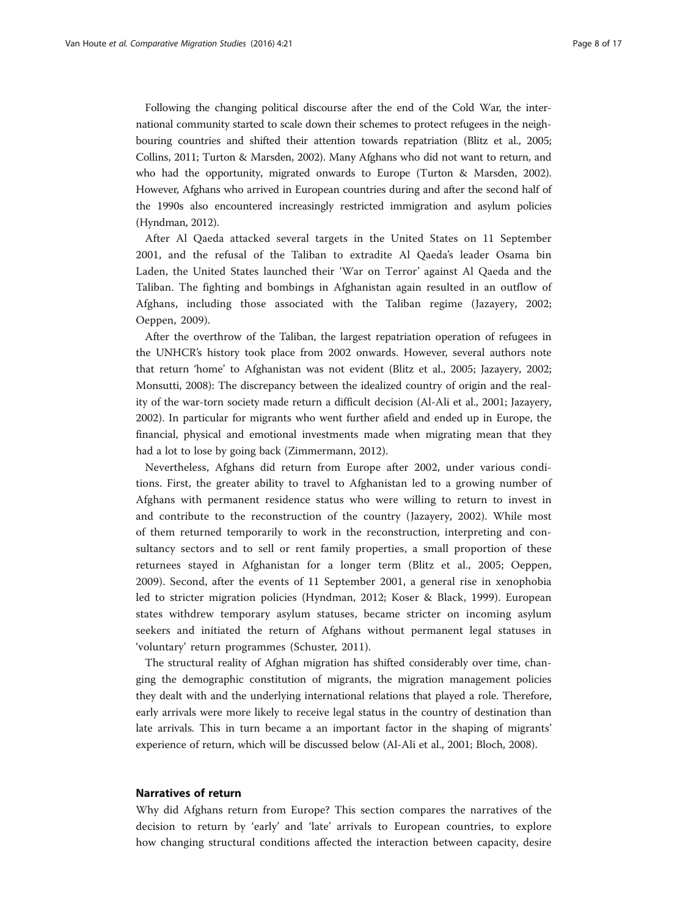Following the changing political discourse after the end of the Cold War, the international community started to scale down their schemes to protect refugees in the neighbouring countries and shifted their attention towards repatriation (Blitz et al., 2005; Collins, 2011; Turton & Marsden, 2002). Many Afghans who did not want to return, and who had the opportunity, migrated onwards to Europe (Turton & Marsden, 2002). However, Afghans who arrived in European countries during and after the second half of the 1990s also encountered increasingly restricted immigration and asylum policies (Hyndman, 2012).

After Al Qaeda attacked several targets in the United States on 11 September 2001, and the refusal of the Taliban to extradite Al Qaeda's leader Osama bin Laden, the United States launched their 'War on Terror' against Al Qaeda and the Taliban. The fighting and bombings in Afghanistan again resulted in an outflow of Afghans, including those associated with the Taliban regime (Jazayery, 2002; Oeppen, 2009).

After the overthrow of the Taliban, the largest repatriation operation of refugees in the UNHCR's history took place from 2002 onwards. However, several authors note that return 'home' to Afghanistan was not evident (Blitz et al., 2005; Jazayery, 2002; Monsutti, 2008): The discrepancy between the idealized country of origin and the reality of the war-torn society made return a difficult decision (Al-Ali et al., 2001; Jazayery, 2002). In particular for migrants who went further afield and ended up in Europe, the financial, physical and emotional investments made when migrating mean that they had a lot to lose by going back (Zimmermann, 2012).

Nevertheless, Afghans did return from Europe after 2002, under various conditions. First, the greater ability to travel to Afghanistan led to a growing number of Afghans with permanent residence status who were willing to return to invest in and contribute to the reconstruction of the country (Jazayery, 2002). While most of them returned temporarily to work in the reconstruction, interpreting and consultancy sectors and to sell or rent family properties, a small proportion of these returnees stayed in Afghanistan for a longer term (Blitz et al., 2005; Oeppen, 2009). Second, after the events of 11 September 2001, a general rise in xenophobia led to stricter migration policies (Hyndman, 2012; Koser & Black, 1999). European states withdrew temporary asylum statuses, became stricter on incoming asylum seekers and initiated the return of Afghans without permanent legal statuses in 'voluntary' return programmes (Schuster, 2011).

The structural reality of Afghan migration has shifted considerably over time, changing the demographic constitution of migrants, the migration management policies they dealt with and the underlying international relations that played a role. Therefore, early arrivals were more likely to receive legal status in the country of destination than late arrivals. This in turn became a an important factor in the shaping of migrants' experience of return, which will be discussed below (Al-Ali et al., 2001; Bloch, 2008).

## Narratives of return

Why did Afghans return from Europe? This section compares the narratives of the decision to return by 'early' and 'late' arrivals to European countries, to explore how changing structural conditions affected the interaction between capacity, desire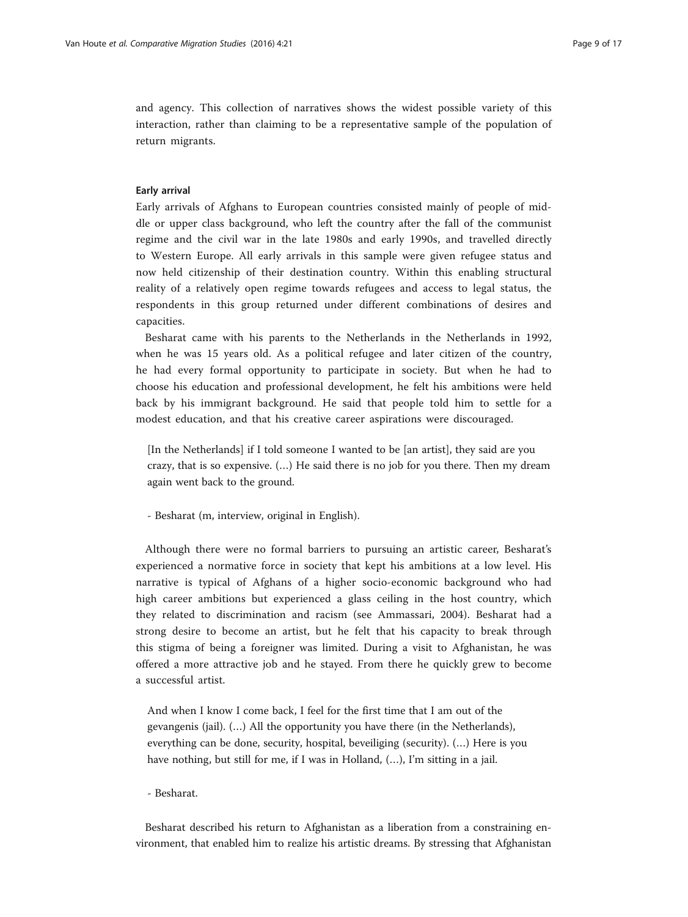and agency. This collection of narratives shows the widest possible variety of this interaction, rather than claiming to be a representative sample of the population of return migrants.

#### Early arrival

Early arrivals of Afghans to European countries consisted mainly of people of middle or upper class background, who left the country after the fall of the communist regime and the civil war in the late 1980s and early 1990s, and travelled directly to Western Europe. All early arrivals in this sample were given refugee status and now held citizenship of their destination country. Within this enabling structural reality of a relatively open regime towards refugees and access to legal status, the respondents in this group returned under different combinations of desires and capacities.

Besharat came with his parents to the Netherlands in the Netherlands in 1992, when he was 15 years old. As a political refugee and later citizen of the country, he had every formal opportunity to participate in society. But when he had to choose his education and professional development, he felt his ambitions were held back by his immigrant background. He said that people told him to settle for a modest education, and that his creative career aspirations were discouraged.

> [In the Netherlands] if I told someone I wanted to be [an artist], they said are you crazy, that is so expensive. (…) He said there is no job for you there. Then my dream again went back to the ground.
>
> - Besharat (m, interview, original in English).

Although there were no formal barriers to pursuing an artistic career, Besharat's experienced a normative force in society that kept his ambitions at a low level. His narrative is typical of Afghans of a higher socio-economic background who had high career ambitions but experienced a glass ceiling in the host country, which they related to discrimination and racism (see Ammassari, 2004). Besharat had a strong desire to become an artist, but he felt that his capacity to break through this stigma of being a foreigner was limited. During a visit to Afghanistan, he was offered a more attractive job and he stayed. From there he quickly grew to become a successful artist.

> And when I know I come back, I feel for the first time that I am out of the gevangenis (jail). (…) All the opportunity you have there (in the Netherlands), everything can be done, security, hospital, beveiliging (security). (…) Here is you have nothing, but still for me, if I was in Holland, (…), I'm sitting in a jail.
>
> - Besharat.

Besharat described his return to Afghanistan as a liberation from a constraining environment, that enabled him to realize his artistic dreams. By stressing that Afghanistan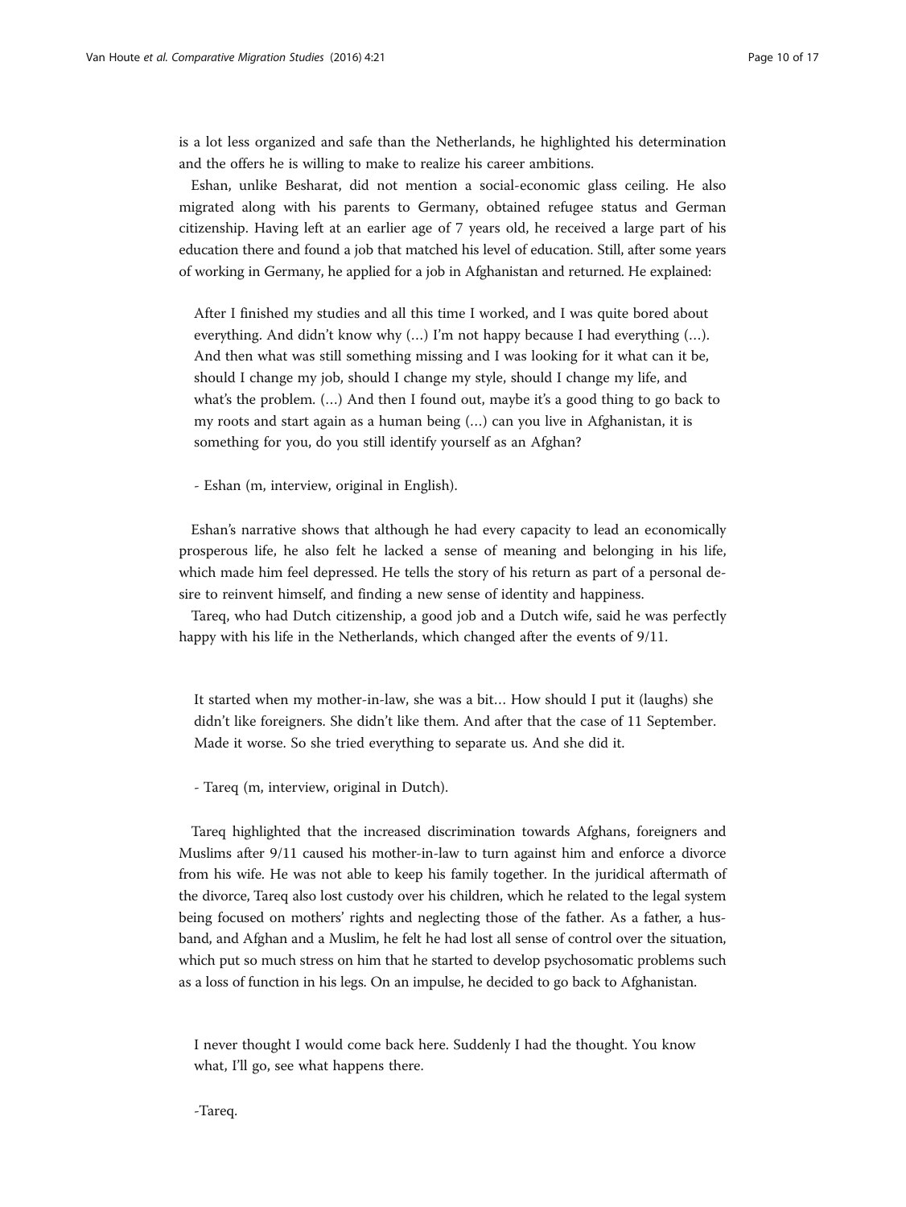is a lot less organized and safe than the Netherlands, he highlighted his determination and the offers he is willing to make to realize his career ambitions.

Eshan, unlike Besharat, did not mention a social-economic glass ceiling. He also migrated along with his parents to Germany, obtained refugee status and German citizenship. Having left at an earlier age of 7 years old, he received a large part of his education there and found a job that matched his level of education. Still, after some years of working in Germany, he applied for a job in Afghanistan and returned. He explained:

> After I finished my studies and all this time I worked, and I was quite bored about everything. And didn't know why (…) I'm not happy because I had everything (…). And then what was still something missing and I was looking for it what can it be, should I change my job, should I change my style, should I change my life, and what's the problem. (…) And then I found out, maybe it's a good thing to go back to my roots and start again as a human being (…) can you live in Afghanistan, it is something for you, do you still identify yourself as an Afghan?
>
> - Eshan (m, interview, original in English).

Eshan's narrative shows that although he had every capacity to lead an economically prosperous life, he also felt he lacked a sense of meaning and belonging in his life, which made him feel depressed. He tells the story of his return as part of a personal desire to reinvent himself, and finding a new sense of identity and happiness.

Tareq, who had Dutch citizenship, a good job and a Dutch wife, said he was perfectly happy with his life in the Netherlands, which changed after the events of 9/11.

> It started when my mother-in-law, she was a bit… How should I put it (laughs) she didn't like foreigners. She didn't like them. And after that the case of 11 September. Made it worse. So she tried everything to separate us. And she did it.
>
> - Tareq (m, interview, original in Dutch).

Tareq highlighted that the increased discrimination towards Afghans, foreigners and Muslims after 9/11 caused his mother-in-law to turn against him and enforce a divorce from his wife. He was not able to keep his family together. In the juridical aftermath of the divorce, Tareq also lost custody over his children, which he related to the legal system being focused on mothers' rights and neglecting those of the father. As a father, a husband, and Afghan and a Muslim, he felt he had lost all sense of control over the situation, which put so much stress on him that he started to develop psychosomatic problems such as a loss of function in his legs. On an impulse, he decided to go back to Afghanistan.

> I never thought I would come back here. Suddenly I had the thought. You know what, I'll go, see what happens there.
>
> -Tareq.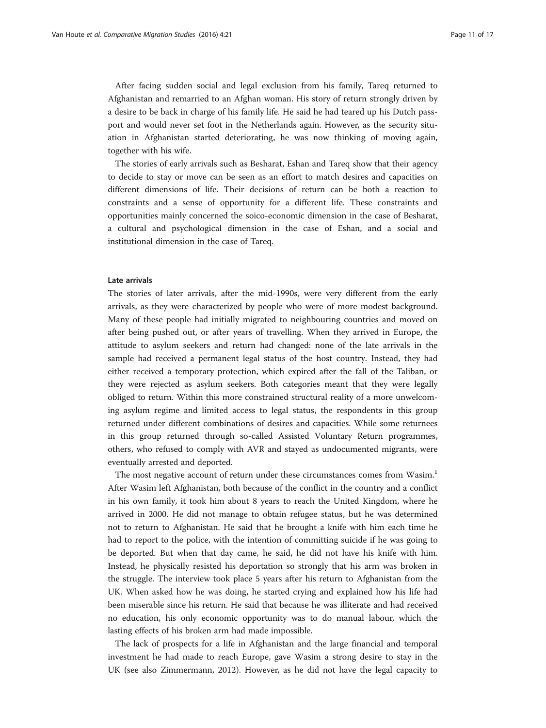After facing sudden social and legal exclusion from his family, Tareq returned to Afghanistan and remarried to an Afghan woman. His story of return strongly driven by a desire to be back in charge of his family life. He said he had teared up his Dutch passport and would never set foot in the Netherlands again. However, as the security situation in Afghanistan started deteriorating, he was now thinking of moving again, together with his wife.

The stories of early arrivals such as Besharat, Eshan and Tareq show that their agency to decide to stay or move can be seen as an effort to match desires and capacities on different dimensions of life. Their decisions of return can be both a reaction to constraints and a sense of opportunity for a different life. These constraints and opportunities mainly concerned the soico-economic dimension in the case of Besharat, a cultural and psychological dimension in the case of Eshan, and a social and institutional dimension in the case of Tareq.

#### Late arrivals

The stories of later arrivals, after the mid-1990s, were very different from the early arrivals, as they were characterized by people who were of more modest background. Many of these people had initially migrated to neighbouring countries and moved on after being pushed out, or after years of travelling. When they arrived in Europe, the attitude to asylum seekers and return had changed: none of the late arrivals in the sample had received a permanent legal status of the host country. Instead, they had either received a temporary protection, which expired after the fall of the Taliban, or they were rejected as asylum seekers. Both categories meant that they were legally obliged to return. Within this more constrained structural reality of a more unwelcoming asylum regime and limited access to legal status, the respondents in this group returned under different combinations of desires and capacities. While some returnees in this group returned through so-called Assisted Voluntary Return programmes, others, who refused to comply with AVR and stayed as undocumented migrants, were eventually arrested and deported.

The most negative account of return under these circumstances comes from Wasim.[1] After Wasim left Afghanistan, both because of the conflict in the country and a conflict in his own family, it took him about 8 years to reach the United Kingdom, where he arrived in 2000. He did not manage to obtain refugee status, but he was determined not to return to Afghanistan. He said that he brought a knife with him each time he had to report to the police, with the intention of committing suicide if he was going to be deported. But when that day came, he said, he did not have his knife with him. Instead, he physically resisted his deportation so strongly that his arm was broken in the struggle. The interview took place 5 years after his return to Afghanistan from the UK. When asked how he was doing, he started crying and explained how his life had been miserable since his return. He said that because he was illiterate and had received no education, his only economic opportunity was to do manual labour, which the lasting effects of his broken arm had made impossible.

The lack of prospects for a life in Afghanistan and the large financial and temporal investment he had made to reach Europe, gave Wasim a strong desire to stay in the UK (see also Zimmermann, 2012). However, as he did not have the legal capacity to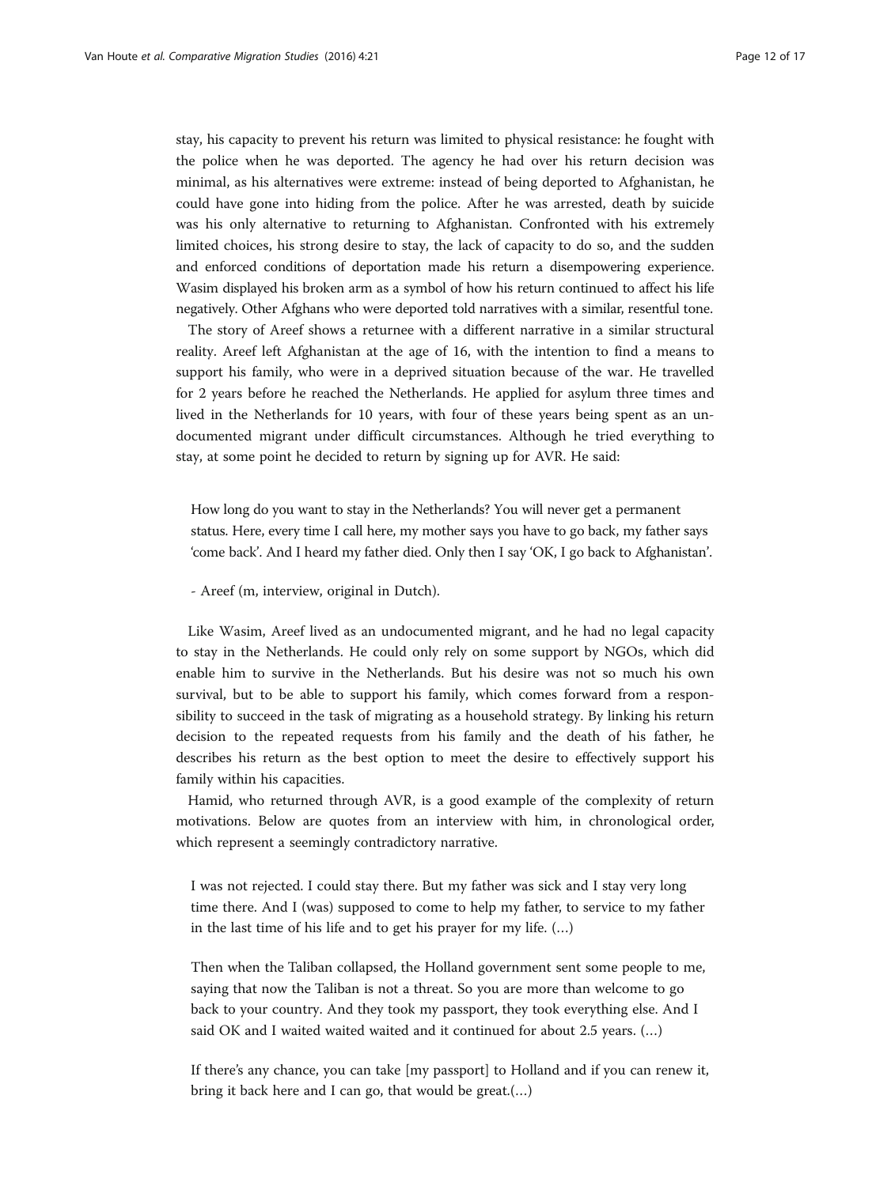stay, his capacity to prevent his return was limited to physical resistance: he fought with the police when he was deported. The agency he had over his return decision was minimal, as his alternatives were extreme: instead of being deported to Afghanistan, he could have gone into hiding from the police. After he was arrested, death by suicide was his only alternative to returning to Afghanistan. Confronted with his extremely limited choices, his strong desire to stay, the lack of capacity to do so, and the sudden and enforced conditions of deportation made his return a disempowering experience. Wasim displayed his broken arm as a symbol of how his return continued to affect his life negatively. Other Afghans who were deported told narratives with a similar, resentful tone.

The story of Areef shows a returnee with a different narrative in a similar structural reality. Areef left Afghanistan at the age of 16, with the intention to find a means to support his family, who were in a deprived situation because of the war. He travelled for 2 years before he reached the Netherlands. He applied for asylum three times and lived in the Netherlands for 10 years, with four of these years being spent as an undocumented migrant under difficult circumstances. Although he tried everything to stay, at some point he decided to return by signing up for AVR. He said:

> How long do you want to stay in the Netherlands? You will never get a permanent status. Here, every time I call here, my mother says you have to go back, my father says 'come back'. And I heard my father died. Only then I say 'OK, I go back to Afghanistan'.
>
> - Areef (m, interview, original in Dutch).

Like Wasim, Areef lived as an undocumented migrant, and he had no legal capacity to stay in the Netherlands. He could only rely on some support by NGOs, which did enable him to survive in the Netherlands. But his desire was not so much his own survival, but to be able to support his family, which comes forward from a responsibility to succeed in the task of migrating as a household strategy. By linking his return decision to the repeated requests from his family and the death of his father, he describes his return as the best option to meet the desire to effectively support his family within his capacities.

Hamid, who returned through AVR, is a good example of the complexity of return motivations. Below are quotes from an interview with him, in chronological order, which represent a seemingly contradictory narrative.

> I was not rejected. I could stay there. But my father was sick and I stay very long time there. And I (was) supposed to come to help my father, to service to my father in the last time of his life and to get his prayer for my life. (…)
>
> Then when the Taliban collapsed, the Holland government sent some people to me, saying that now the Taliban is not a threat. So you are more than welcome to go back to your country. And they took my passport, they took everything else. And I said OK and I waited waited waited and it continued for about 2.5 years. (…)
>
> If there's any chance, you can take [my passport] to Holland and if you can renew it, bring it back here and I can go, that would be great.(…)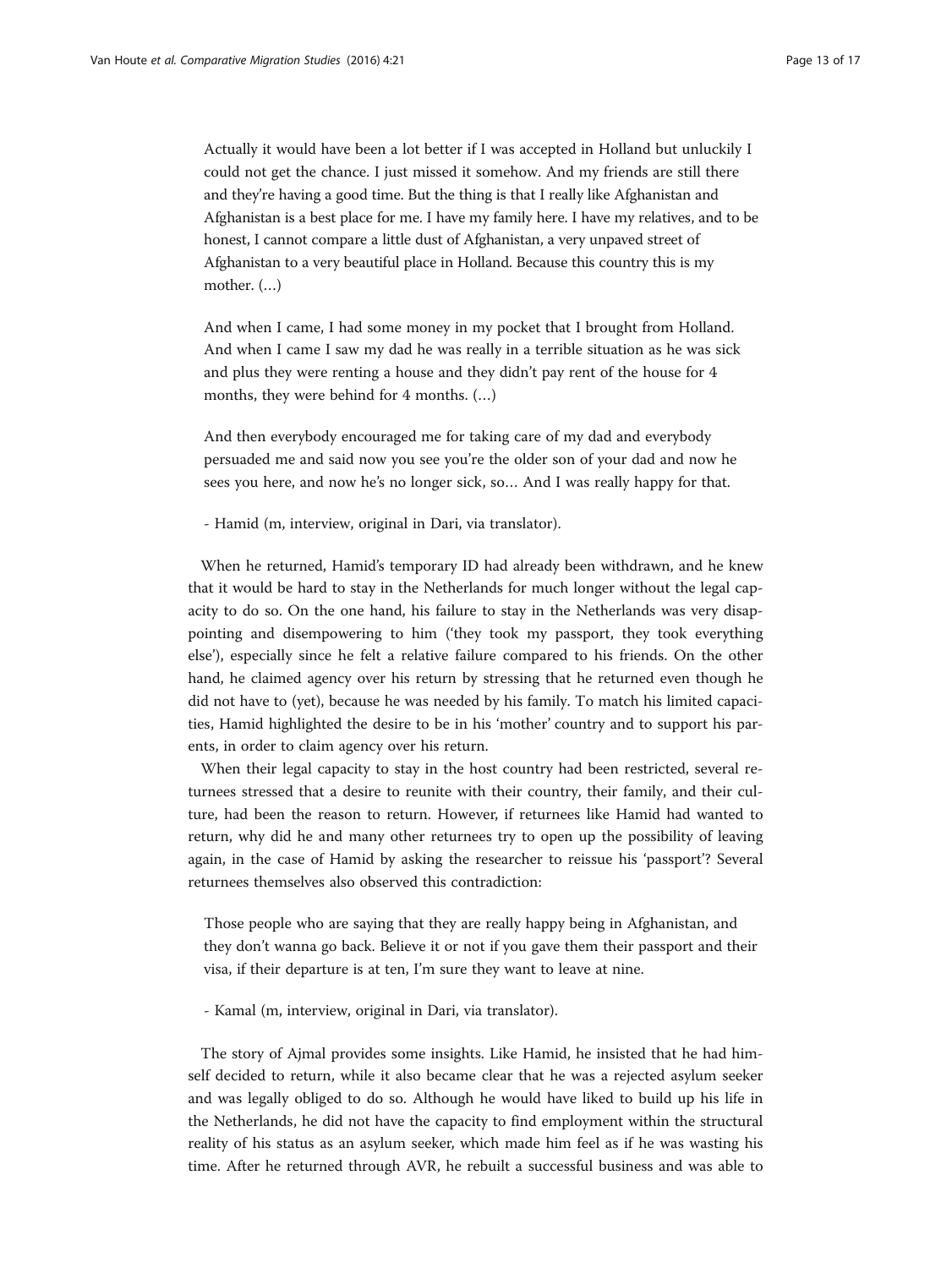> Actually it would have been a lot better if I was accepted in Holland but unluckily I could not get the chance. I just missed it somehow. And my friends are still there and they're having a good time. But the thing is that I really like Afghanistan and Afghanistan is a best place for me. I have my family here. I have my relatives, and to be honest, I cannot compare a little dust of Afghanistan, a very unpaved street of Afghanistan to a very beautiful place in Holland. Because this country this is my mother. (…)
>
> And when I came, I had some money in my pocket that I brought from Holland. And when I came I saw my dad he was really in a terrible situation as he was sick and plus they were renting a house and they didn't pay rent of the house for 4 months, they were behind for 4 months. (…)
>
> And then everybody encouraged me for taking care of my dad and everybody persuaded me and said now you see you're the older son of your dad and now he sees you here, and now he's no longer sick, so… And I was really happy for that.
>
> - Hamid (m, interview, original in Dari, via translator).

When he returned, Hamid's temporary ID had already been withdrawn, and he knew that it would be hard to stay in the Netherlands for much longer without the legal capacity to do so. On the one hand, his failure to stay in the Netherlands was very disappointing and disempowering to him ('they took my passport, they took everything else'), especially since he felt a relative failure compared to his friends. On the other hand, he claimed agency over his return by stressing that he returned even though he did not have to (yet), because he was needed by his family. To match his limited capacities, Hamid highlighted the desire to be in his 'mother' country and to support his parents, in order to claim agency over his return.

When their legal capacity to stay in the host country had been restricted, several returnees stressed that a desire to reunite with their country, their family, and their culture, had been the reason to return. However, if returnees like Hamid had wanted to return, why did he and many other returnees try to open up the possibility of leaving again, in the case of Hamid by asking the researcher to reissue his 'passport'? Several returnees themselves also observed this contradiction:

> Those people who are saying that they are really happy being in Afghanistan, and they don't wanna go back. Believe it or not if you gave them their passport and their visa, if their departure is at ten, I'm sure they want to leave at nine.
>
> - Kamal (m, interview, original in Dari, via translator).

The story of Ajmal provides some insights. Like Hamid, he insisted that he had himself decided to return, while it also became clear that he was a rejected asylum seeker and was legally obliged to do so. Although he would have liked to build up his life in the Netherlands, he did not have the capacity to find employment within the structural reality of his status as an asylum seeker, which made him feel as if he was wasting his time. After he returned through AVR, he rebuilt a successful business and was able to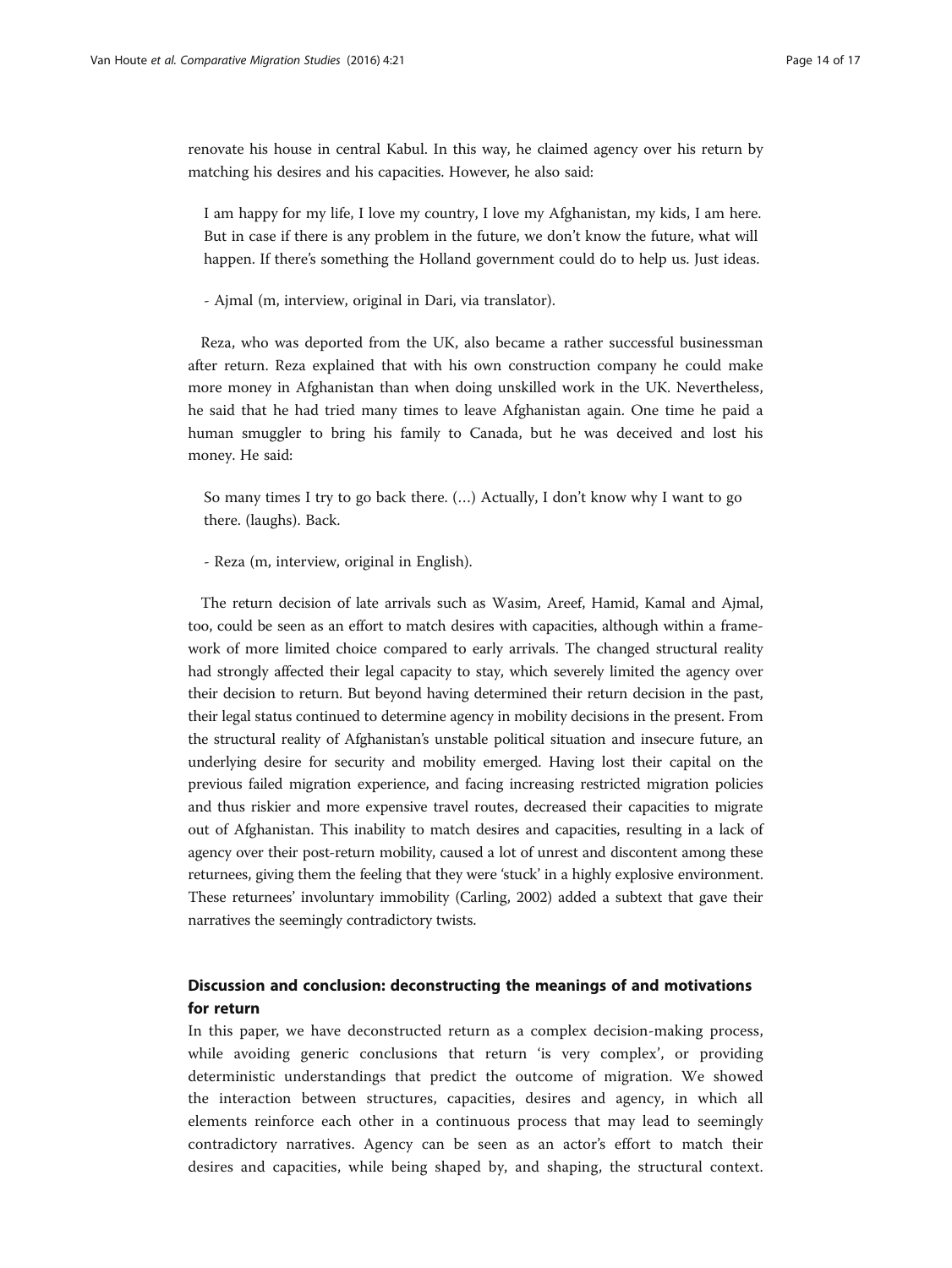renovate his house in central Kabul. In this way, he claimed agency over his return by matching his desires and his capacities. However, he also said:

> I am happy for my life, I love my country, I love my Afghanistan, my kids, I am here. But in case if there is any problem in the future, we don't know the future, what will happen. If there's something the Holland government could do to help us. Just ideas.
>
> - Ajmal (m, interview, original in Dari, via translator).

Reza, who was deported from the UK, also became a rather successful businessman after return. Reza explained that with his own construction company he could make more money in Afghanistan than when doing unskilled work in the UK. Nevertheless, he said that he had tried many times to leave Afghanistan again. One time he paid a human smuggler to bring his family to Canada, but he was deceived and lost his money. He said:

> So many times I try to go back there. (…) Actually, I don't know why I want to go there. (laughs). Back.
>
> - Reza (m, interview, original in English).

The return decision of late arrivals such as Wasim, Areef, Hamid, Kamal and Ajmal, too, could be seen as an effort to match desires with capacities, although within a framework of more limited choice compared to early arrivals. The changed structural reality had strongly affected their legal capacity to stay, which severely limited the agency over their decision to return. But beyond having determined their return decision in the past, their legal status continued to determine agency in mobility decisions in the present. From the structural reality of Afghanistan's unstable political situation and insecure future, an underlying desire for security and mobility emerged. Having lost their capital on the previous failed migration experience, and facing increasing restricted migration policies and thus riskier and more expensive travel routes, decreased their capacities to migrate out of Afghanistan. This inability to match desires and capacities, resulting in a lack of agency over their post-return mobility, caused a lot of unrest and discontent among these returnees, giving them the feeling that they were 'stuck' in a highly explosive environment. These returnees' involuntary immobility (Carling, 2002) added a subtext that gave their narratives the seemingly contradictory twists.

## Discussion and conclusion: deconstructing the meanings of and motivations for return

In this paper, we have deconstructed return as a complex decision-making process, while avoiding generic conclusions that return 'is very complex', or providing deterministic understandings that predict the outcome of migration. We showed the interaction between structures, capacities, desires and agency, in which all elements reinforce each other in a continuous process that may lead to seemingly contradictory narratives. Agency can be seen as an actor's effort to match their desires and capacities, while being shaped by, and shaping, the structural context.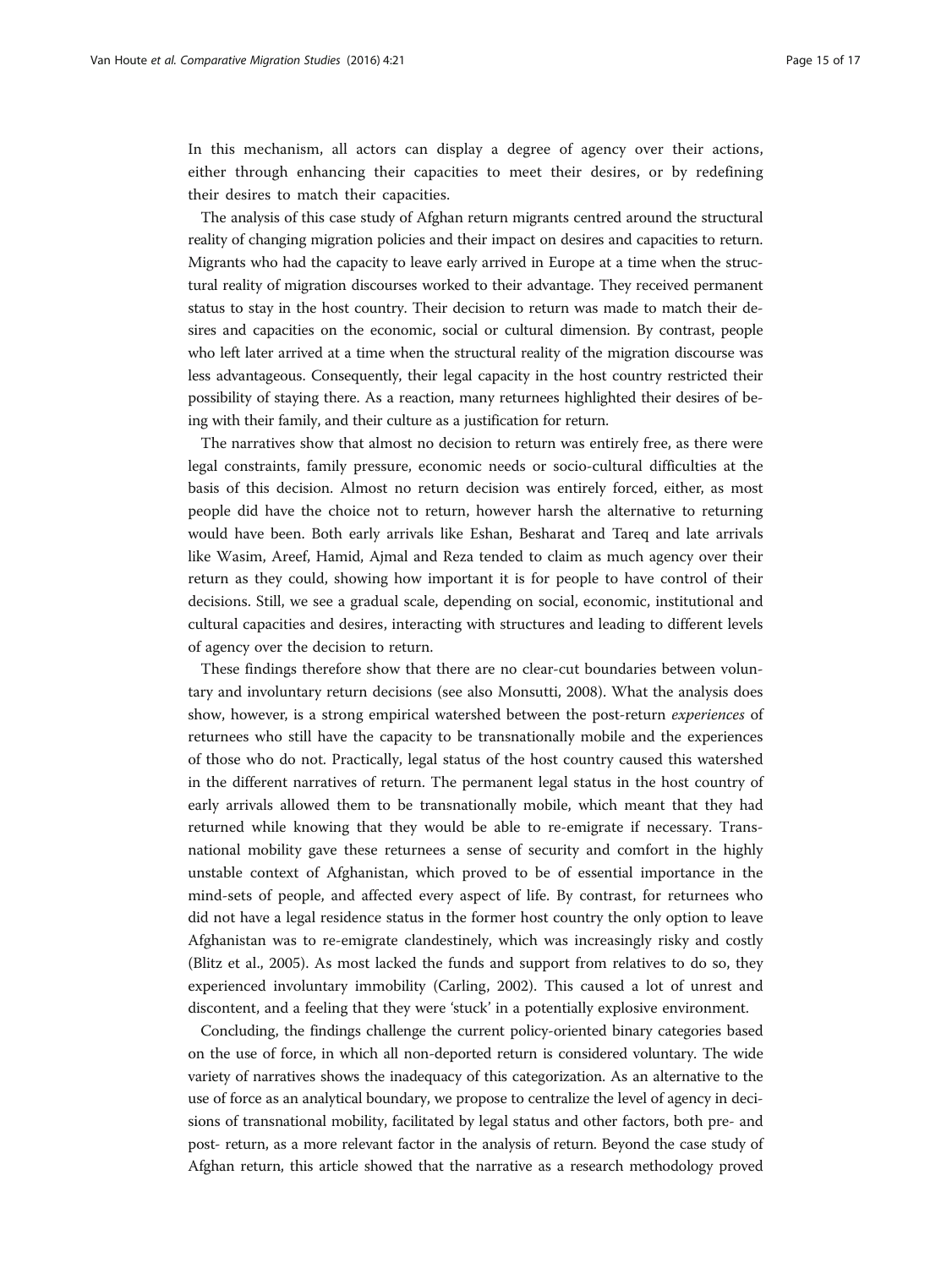In this mechanism, all actors can display a degree of agency over their actions, either through enhancing their capacities to meet their desires, or by redefining their desires to match their capacities.

The analysis of this case study of Afghan return migrants centred around the structural reality of changing migration policies and their impact on desires and capacities to return. Migrants who had the capacity to leave early arrived in Europe at a time when the structural reality of migration discourses worked to their advantage. They received permanent status to stay in the host country. Their decision to return was made to match their desires and capacities on the economic, social or cultural dimension. By contrast, people who left later arrived at a time when the structural reality of the migration discourse was less advantageous. Consequently, their legal capacity in the host country restricted their possibility of staying there. As a reaction, many returnees highlighted their desires of being with their family, and their culture as a justification for return.

The narratives show that almost no decision to return was entirely free, as there were legal constraints, family pressure, economic needs or socio-cultural difficulties at the basis of this decision. Almost no return decision was entirely forced, either, as most people did have the choice not to return, however harsh the alternative to returning would have been. Both early arrivals like Eshan, Besharat and Tareq and late arrivals like Wasim, Areef, Hamid, Ajmal and Reza tended to claim as much agency over their return as they could, showing how important it is for people to have control of their decisions. Still, we see a gradual scale, depending on social, economic, institutional and cultural capacities and desires, interacting with structures and leading to different levels of agency over the decision to return.

These findings therefore show that there are no clear-cut boundaries between voluntary and involuntary return decisions (see also Monsutti, 2008). What the analysis does show, however, is a strong empirical watershed between the post-return *experiences* of returnees who still have the capacity to be transnationally mobile and the experiences of those who do not. Practically, legal status of the host country caused this watershed in the different narratives of return. The permanent legal status in the host country of early arrivals allowed them to be transnationally mobile, which meant that they had returned while knowing that they would be able to re-emigrate if necessary. Transnational mobility gave these returnees a sense of security and comfort in the highly unstable context of Afghanistan, which proved to be of essential importance in the mind-sets of people, and affected every aspect of life. By contrast, for returnees who did not have a legal residence status in the former host country the only option to leave Afghanistan was to re-emigrate clandestinely, which was increasingly risky and costly (Blitz et al., 2005). As most lacked the funds and support from relatives to do so, they experienced involuntary immobility (Carling, 2002). This caused a lot of unrest and discontent, and a feeling that they were 'stuck' in a potentially explosive environment.

Concluding, the findings challenge the current policy-oriented binary categories based on the use of force, in which all non-deported return is considered voluntary. The wide variety of narratives shows the inadequacy of this categorization. As an alternative to the use of force as an analytical boundary, we propose to centralize the level of agency in decisions of transnational mobility, facilitated by legal status and other factors, both pre- and post- return, as a more relevant factor in the analysis of return. Beyond the case study of Afghan return, this article showed that the narrative as a research methodology proved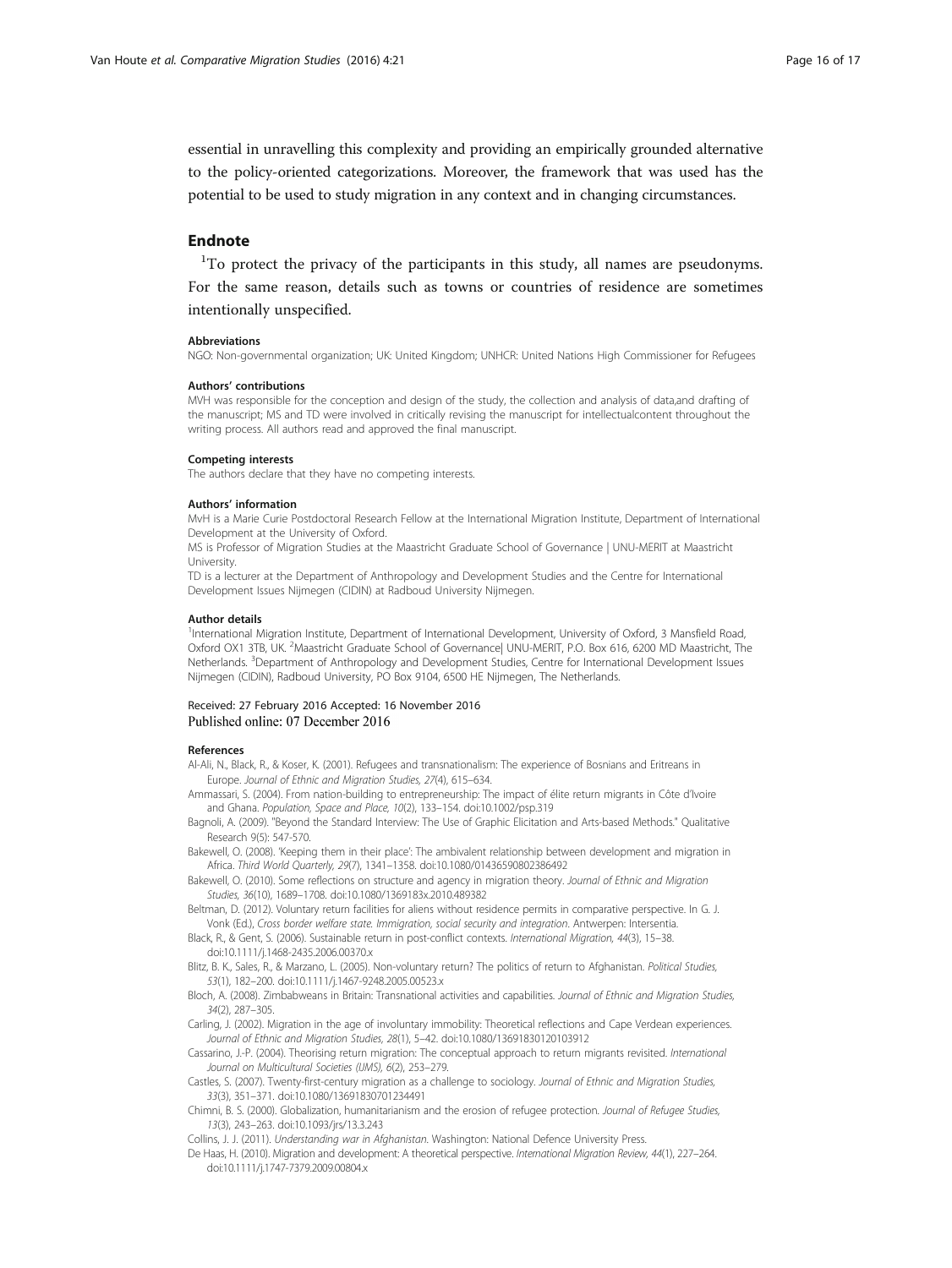essential in unravelling this complexity and providing an empirically grounded alternative to the policy-oriented categorizations. Moreover, the framework that was used has the potential to be used to study migration in any context and in changing circumstances.

## Endnote

[1]To protect the privacy of the participants in this study, all names are pseudonyms. For the same reason, details such as towns or countries of residence are sometimes intentionally unspecified.

#### Abbreviations

NGO: Non-governmental organization; UK: United Kingdom; UNHCR: United Nations High Commissioner for Refugees

#### Authors' contributions

MVH was responsible for the conception and design of the study, the collection and analysis of data,and drafting of the manuscript; MS and TD were involved in critically revising the manuscript for intellectualcontent throughout the writing process. All authors read and approved the final manuscript.

#### Competing interests

The authors declare that they have no competing interests.

#### Authors' information

MvH is a Marie Curie Postdoctoral Research Fellow at the International Migration Institute, Department of International Development at the University of Oxford.

MS is Professor of Migration Studies at the Maastricht Graduate School of Governance | UNU-MERIT at Maastricht University.

TD is a lecturer at the Department of Anthropology and Development Studies and the Centre for International Development Issues Nijmegen (CIDIN) at Radboud University Nijmegen.

#### Author details

[1]International Migration Institute, Department of International Development, University of Oxford, 3 Mansfield Road, Oxford OX1 3TB, UK. [2]Maastricht Graduate School of Governance| UNU-MERIT, P.O. Box 616, 6200 MD Maastricht, The Netherlands. [3]Department of Anthropology and Development Studies, Centre for International Development Issues Nijmegen (CIDIN), Radboud University, PO Box 9104, 6500 HE Nijmegen, The Netherlands.

Received: 27 February 2016 Accepted: 16 November 2016
Published online: 07 December 2016

#### References

Al-Ali, N., Black, R., & Koser, K. (2001). Refugees and transnationalism: The experience of Bosnians and Eritreans in Europe. *Journal of Ethnic and Migration Studies, 27*(4), 615–634.

Ammassari, S. (2004). From nation-building to entrepreneurship: The impact of élite return migrants in Côte d'Ivoire and Ghana. *Population, Space and Place, 10*(2), 133–154. doi:10.1002/psp.319

Bagnoli, A. (2009). "Beyond the Standard Interview: The Use of Graphic Elicitation and Arts-based Methods." Qualitative Research 9(5): 547-570.

Bakewell, O. (2008). 'Keeping them in their place': The ambivalent relationship between development and migration in Africa. *Third World Quarterly, 29*(7), 1341–1358. doi:10.1080/01436590802386492

Bakewell, O. (2010). Some reflections on structure and agency in migration theory. *Journal of Ethnic and Migration Studies, 36*(10), 1689–1708. doi:10.1080/1369183x.2010.489382

Beltman, D. (2012). Voluntary return facilities for aliens without residence permits in comparative perspective. In G. J. Vonk (Ed.), *Cross border welfare state. Immigration, social security and integration*. Antwerpen: Intersentia.

Black, R., & Gent, S. (2006). Sustainable return in post-conflict contexts. *International Migration, 44*(3), 15–38. doi:10.1111/j.1468-2435.2006.00370.x

Blitz, B. K., Sales, R., & Marzano, L. (2005). Non-voluntary return? The politics of return to Afghanistan. *Political Studies, 53*(1), 182–200. doi:10.1111/j.1467-9248.2005.00523.x

Bloch, A. (2008). Zimbabweans in Britain: Transnational activities and capabilities. *Journal of Ethnic and Migration Studies, 34*(2), 287–305.

Carling, J. (2002). Migration in the age of involuntary immobility: Theoretical reflections and Cape Verdean experiences. *Journal of Ethnic and Migration Studies, 28*(1), 5–42. doi:10.1080/13691830120103912

Cassarino, J.-P. (2004). Theorising return migration: The conceptual approach to return migrants revisited. *International Journal on Multicultural Societies (IJMS), 6*(2), 253–279.

Castles, S. (2007). Twenty-first-century migration as a challenge to sociology. *Journal of Ethnic and Migration Studies, 33*(3), 351–371. doi:10.1080/13691830701234491

Chimni, B. S. (2000). Globalization, humanitarianism and the erosion of refugee protection. *Journal of Refugee Studies, 13*(3), 243–263. doi:10.1093/jrs/13.3.243

Collins, J. J. (2011). *Understanding war in Afghanistan*. Washington: National Defence University Press.

De Haas, H. (2010). Migration and development: A theoretical perspective. *International Migration Review, 44*(1), 227–264. doi:10.1111/j.1747-7379.2009.00804.x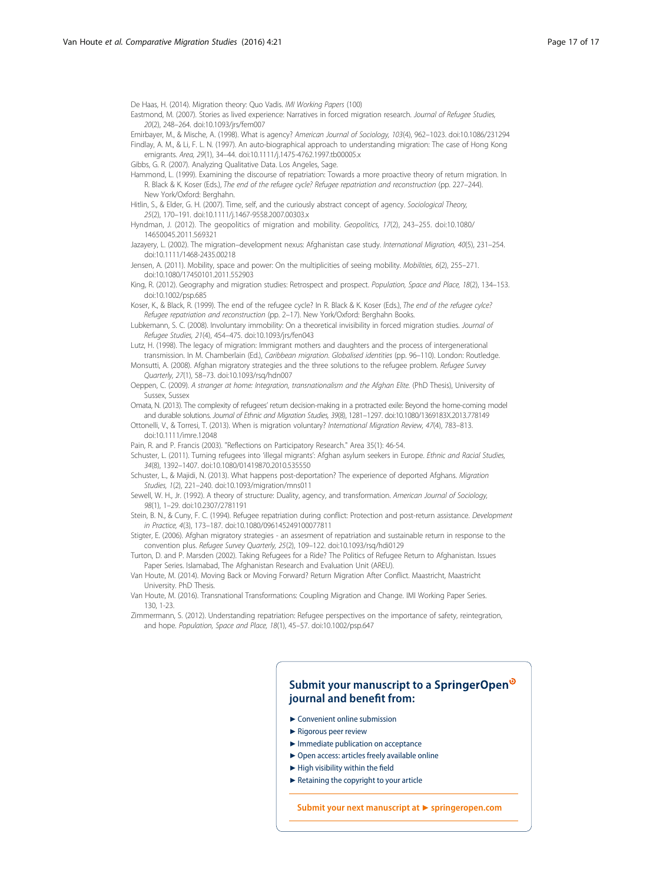De Haas, H. (2014). Migration theory: Quo Vadis. *IMI Working Papers* (100)

Eastmond, M. (2007). Stories as lived experience: Narratives in forced migration research. *Journal of Refugee Studies, 20*(2), 248–264. doi:10.1093/jrs/fem007

Emirbayer, M., & Mische, A. (1998). What is agency? *American Journal of Sociology, 103*(4), 962–1023. doi:10.1086/231294

Findlay, A. M., & Li, F. L. N. (1997). An auto-biographical approach to understanding migration: The case of Hong Kong emigrants. *Area, 29*(1), 34–44. doi:10.1111/j.1475-4762.1997.tb00005.x

Gibbs, G. R. (2007). Analyzing Qualitative Data. Los Angeles, Sage.

Hammond, L. (1999). Examining the discourse of repatriation: Towards a more proactive theory of return migration. In R. Black & K. Koser (Eds.), *The end of the refugee cycle? Refugee repatriation and reconstruction* (pp. 227–244). New York/Oxford: Berghahn.

Hitlin, S., & Elder, G. H. (2007). Time, self, and the curiously abstract concept of agency. *Sociological Theory, 25*(2), 170–191. doi:10.1111/j.1467-9558.2007.00303.x

Hyndman, J. (2012). The geopolitics of migration and mobility. *Geopolitics, 17*(2), 243–255. doi:10.1080/14650045.2011.569321

Jazayery, L. (2002). The migration–development nexus: Afghanistan case study. *International Migration, 40*(5), 231–254. doi:10.1111/1468-2435.00218

Jensen, A. (2011). Mobility, space and power: On the multiplicities of seeing mobility. *Mobilities, 6*(2), 255–271. doi:10.1080/17450101.2011.552903

King, R. (2012). Geography and migration studies: Retrospect and prospect. *Population, Space and Place, 18*(2), 134–153. doi:10.1002/psp.685

Koser, K., & Black, R. (1999). The end of the refugee cycle? In R. Black & K. Koser (Eds.), *The end of the refugee cylce? Refugee repatriation and reconstruction* (pp. 2–17). New York/Oxford: Berghahn Books.

Lubkemann, S. C. (2008). Involuntary immobility: On a theoretical invisibility in forced migration studies. *Journal of Refugee Studies, 21*(4), 454–475. doi:10.1093/jrs/fen043

Lutz, H. (1998). The legacy of migration: Immigrant mothers and daughters and the process of intergenerational transmission. In M. Chamberlain (Ed.), *Caribbean migration. Globalised identities* (pp. 96–110). London: Routledge.

Monsutti, A. (2008). Afghan migratory strategies and the three solutions to the refugee problem. *Refugee Survey Quarterly, 27*(1), 58–73. doi:10.1093/rsq/hdn007

Oeppen, C. (2009). *A stranger at home: Integration, transnationalism and the Afghan Elite.* (PhD Thesis), University of Sussex, Sussex

Omata, N. (2013). The complexity of refugees' return decision-making in a protracted exile: Beyond the home-coming model and durable solutions. *Journal of Ethnic and Migration Studies, 39*(8), 1281–1297. doi:10.1080/1369183X.2013.778149

Ottonelli, V., & Torresi, T. (2013). When is migration voluntary? *International Migration Review, 47*(4), 783–813. doi:10.1111/imre.12048

Pain, R. and P. Francis (2003). "Reflections on Participatory Research." Area 35(1): 46-54.

Schuster, L. (2011). Turning refugees into 'illegal migrants': Afghan asylum seekers in Europe. *Ethnic and Racial Studies, 34*(8), 1392–1407. doi:10.1080/01419870.2010.535550

Schuster, L., & Majidi, N. (2013). What happens post-deportation? The experience of deported Afghans. *Migration Studies, 1*(2), 221–240. doi:10.1093/migration/mns011

Sewell, W. H., Jr. (1992). A theory of structure: Duality, agency, and transformation. *American Journal of Sociology, 98*(1), 1–29. doi:10.2307/2781191

Stein, B. N., & Cuny, F. C. (1994). Refugee repatriation during conflict: Protection and post-return assistance. *Development in Practice, 4*(3), 173–187. doi:10.1080/096145249100077811

Stigter, E. (2006). Afghan migratory strategies - an assesment of repatriation and sustainable return in response to the convention plus. *Refugee Survey Quarterly, 25*(2), 109–122. doi:10.1093/rsq/hdi0129

Turton, D. and P. Marsden (2002). Taking Refugees for a Ride? The Politics of Refugee Return to Afghanistan. Issues Paper Series. Islamabad, The Afghanistan Research and Evaluation Unit (AREU).

Van Houte, M. (2014). Moving Back or Moving Forward? Return Migration After Conflict. Maastricht, Maastricht University. PhD Thesis.

Van Houte, M. (2016). Transnational Transformations: Coupling Migration and Change. IMI Working Paper Series. 130, 1-23.

Zimmermann, S. (2012). Understanding repatriation: Refugee perspectives on the importance of safety, reintegration, and hope. *Population, Space and Place, 18*(1), 45–57. doi:10.1002/psp.647

**Submit your manuscript to a SpringerOpen journal and benefit from:**

- ► Convenient online submission
- ► Rigorous peer review
- ► Immediate publication on acceptance
- ► Open access: articles freely available online
- ► High visibility within the field
- ► Retaining the copyright to your article

**Submit your next manuscript at ► springeropen.com**